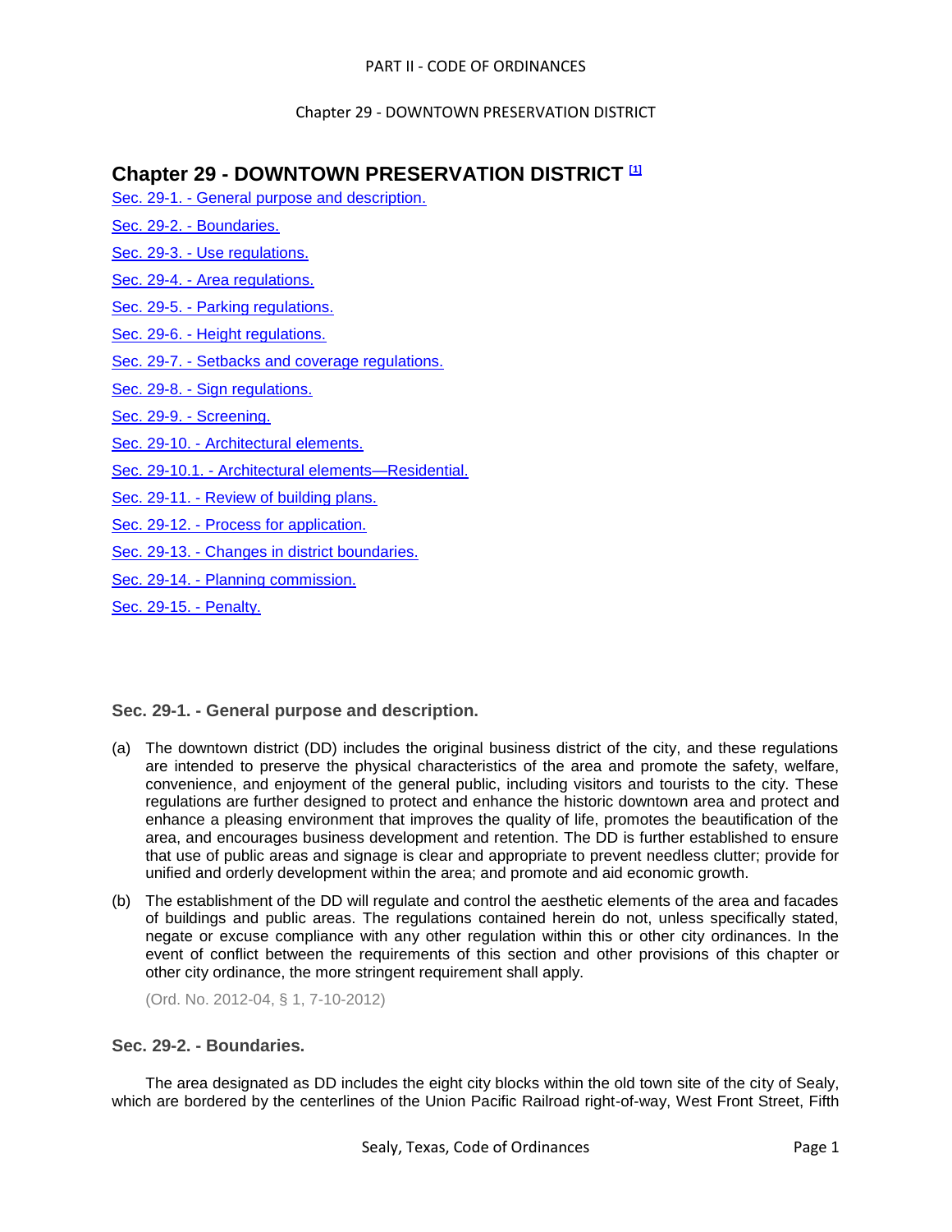# Chapter 29 - DOWNTOWN PRESERVATION DISTRICT [1]

Sec. 29-1. - General purpose and description.

Sec. 29-2. - Boundaries.

Sec. 29-3. - Use regulations.

Sec. 29-4. - Area regulations.

Sec. 29-5. - Parking regulations.

Sec. 29-6. - Height regulations.

Sec. 29-7. - Setbacks and coverage regulations.

Sec. 29-8. - Sign regulations.

Sec. 29-9. - Screening.

Sec. 29-10. - Architectural elements.

Sec. 29-10.1. - Architectural elements—Residential.

Sec. 29-11. - Review of building plans.

Sec. 29-12. - Process for application.

Sec. 29-13. - Changes in district boundaries.

Sec. 29-14. - Planning commission.

Sec. 29-15. - Penalty.

### Sec. 29-1. - General purpose and description.

(a) The downtown district (DD) includes the original business district of the city, and these regulations are intended to preserve the physical characteristics of the area and promote the safety, welfare, convenience, and enjoyment of the general public, including visitors and tourists to the city. These regulations are further designed to protect and enhance the historic downtown area and protect and enhance a pleasing environment that improves the quality of life, promotes the beautification of the area, and encourages business development and retention. The DD is further established to ensure that use of public areas and signage is clear and appropriate to prevent needless clutter; provide for unified and orderly development within the area; and promote and aid economic growth.

(b) The establishment of the DD will regulate and control the aesthetic elements of the area and facades of buildings and public areas. The regulations contained herein do not, unless specifically stated, negate or excuse compliance with any other regulation within this or other city ordinances. In the event of conflict between the requirements of this section and other provisions of this chapter or other city ordinance, the more stringent requirement shall apply.

(Ord. No. 2012-04, § 1, 7-10-2012)

### Sec. 29-2. - Boundaries.

The area designated as DD includes the eight city blocks within the old town site of the city of Sealy, which are bordered by the centerlines of the Union Pacific Railroad right-of-way, West Front Street, Fifth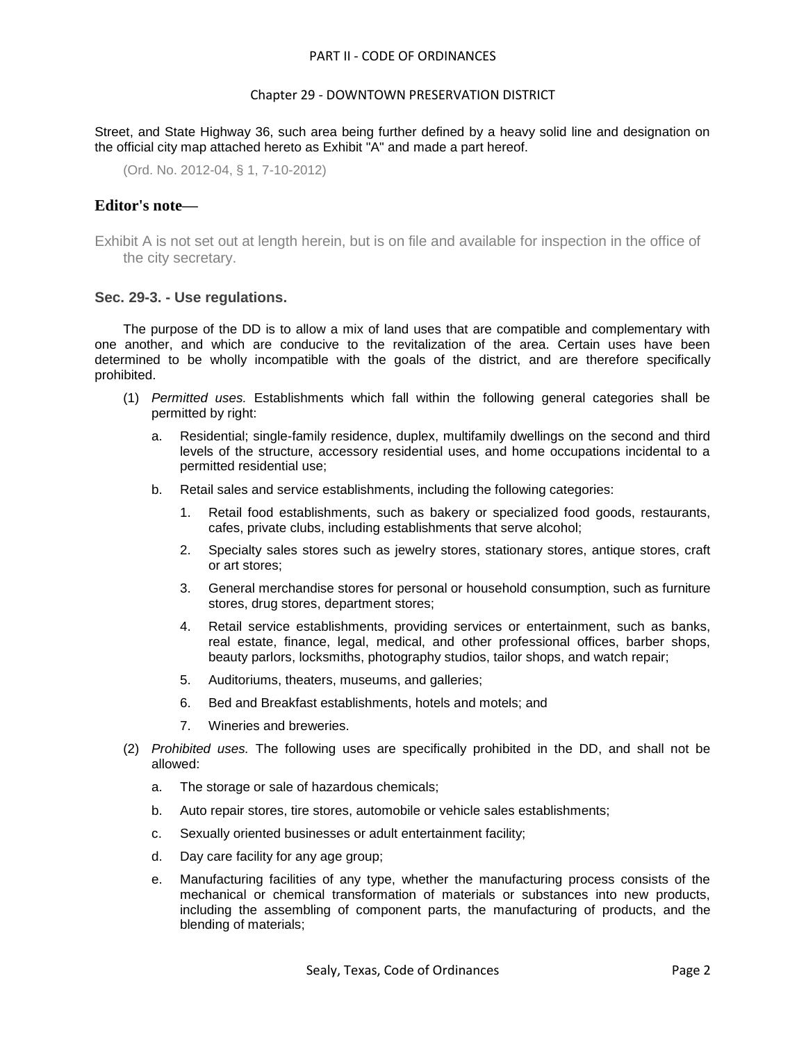Street, and State Highway 36, such area being further defined by a heavy solid line and designation on the official city map attached hereto as Exhibit "A" and made a part hereof.

(Ord. No. 2012-04, § 1, 7-10-2012)

**Editor's note—**

Exhibit A is not set out at length herein, but is on file and available for inspection in the office of the city secretary.

### Sec. 29-3. - Use regulations.

The purpose of the DD is to allow a mix of land uses that are compatible and complementary with one another, and which are conducive to the revitalization of the area. Certain uses have been determined to be wholly incompatible with the goals of the district, and are therefore specifically prohibited.

(1) *Permitted uses.* Establishments which fall within the following general categories shall be permitted by right:

a. Residential; single-family residence, duplex, multifamily dwellings on the second and third levels of the structure, accessory residential uses, and home occupations incidental to a permitted residential use;

b. Retail sales and service establishments, including the following categories:

1. Retail food establishments, such as bakery or specialized food goods, restaurants, cafes, private clubs, including establishments that serve alcohol;

2. Specialty sales stores such as jewelry stores, stationary stores, antique stores, craft or art stores;

3. General merchandise stores for personal or household consumption, such as furniture stores, drug stores, department stores;

4. Retail service establishments, providing services or entertainment, such as banks, real estate, finance, legal, medical, and other professional offices, barber shops, beauty parlors, locksmiths, photography studios, tailor shops, and watch repair;

5. Auditoriums, theaters, museums, and galleries;

6. Bed and Breakfast establishments, hotels and motels; and

7. Wineries and breweries.

(2) *Prohibited uses.* The following uses are specifically prohibited in the DD, and shall not be allowed:

a. The storage or sale of hazardous chemicals;

b. Auto repair stores, tire stores, automobile or vehicle sales establishments;

c. Sexually oriented businesses or adult entertainment facility;

d. Day care facility for any age group;

e. Manufacturing facilities of any type, whether the manufacturing process consists of the mechanical or chemical transformation of materials or substances into new products, including the assembling of component parts, the manufacturing of products, and the blending of materials;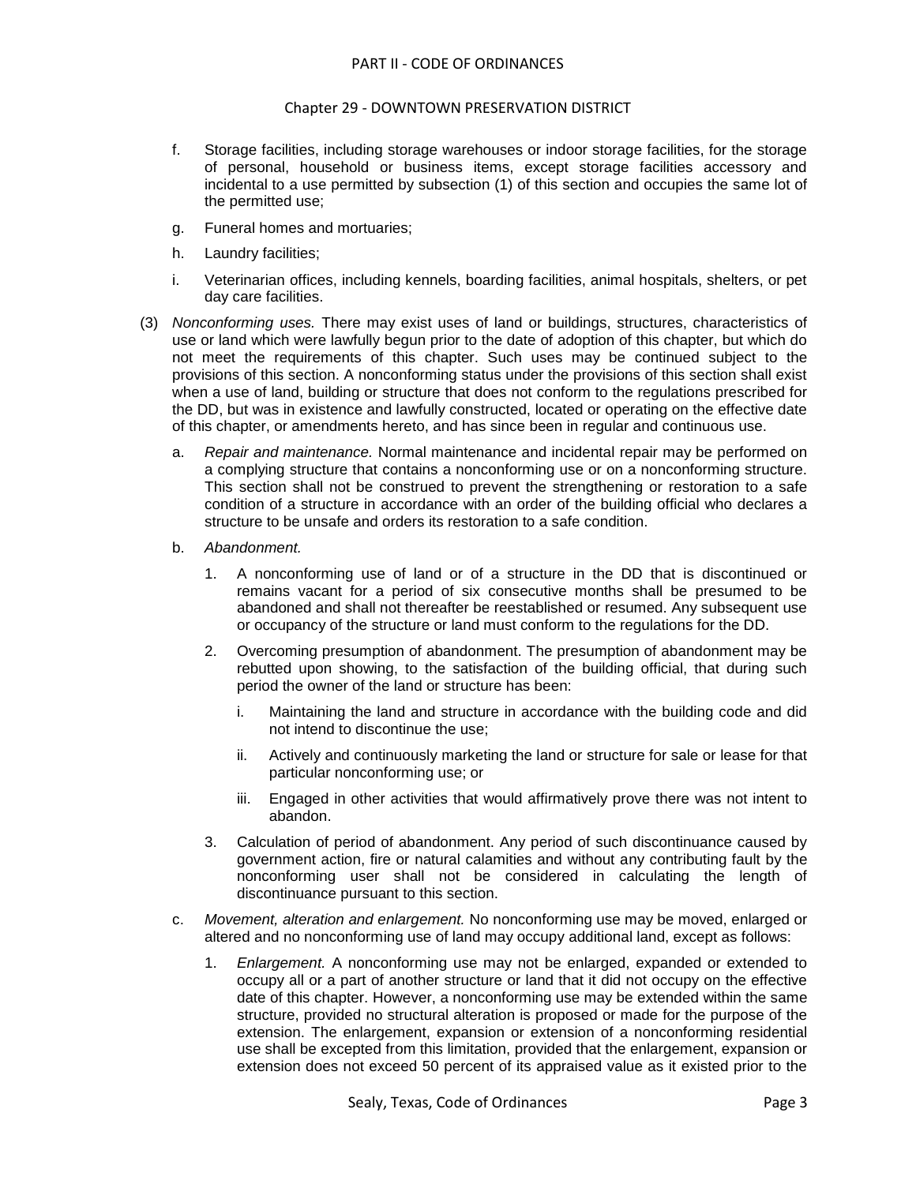f. Storage facilities, including storage warehouses or indoor storage facilities, for the storage of personal, household or business items, except storage facilities accessory and incidental to a use permitted by subsection (1) of this section and occupies the same lot of the permitted use;

g. Funeral homes and mortuaries;

h. Laundry facilities;

i. Veterinarian offices, including kennels, boarding facilities, animal hospitals, shelters, or pet day care facilities.

(3) *Nonconforming uses.* There may exist uses of land or buildings, structures, characteristics of use or land which were lawfully begun prior to the date of adoption of this chapter, but which do not meet the requirements of this chapter. Such uses may be continued subject to the provisions of this section. A nonconforming status under the provisions of this section shall exist when a use of land, building or structure that does not conform to the regulations prescribed for the DD, but was in existence and lawfully constructed, located or operating on the effective date of this chapter, or amendments hereto, and has since been in regular and continuous use.

a. *Repair and maintenance.* Normal maintenance and incidental repair may be performed on a complying structure that contains a nonconforming use or on a nonconforming structure. This section shall not be construed to prevent the strengthening or restoration to a safe condition of a structure in accordance with an order of the building official who declares a structure to be unsafe and orders its restoration to a safe condition.

b. *Abandonment.*

1. A nonconforming use of land or of a structure in the DD that is discontinued or remains vacant for a period of six consecutive months shall be presumed to be abandoned and shall not thereafter be reestablished or resumed. Any subsequent use or occupancy of the structure or land must conform to the regulations for the DD.

2. Overcoming presumption of abandonment. The presumption of abandonment may be rebutted upon showing, to the satisfaction of the building official, that during such period the owner of the land or structure has been:

   i. Maintaining the land and structure in accordance with the building code and did not intend to discontinue the use;

   ii. Actively and continuously marketing the land or structure for sale or lease for that particular nonconforming use; or

   iii. Engaged in other activities that would affirmatively prove there was not intent to abandon.

3. Calculation of period of abandonment. Any period of such discontinuance caused by government action, fire or natural calamities and without any contributing fault by the nonconforming user shall not be considered in calculating the length of discontinuance pursuant to this section.

c. *Movement, alteration and enlargement.* No nonconforming use may be moved, enlarged or altered and no nonconforming use of land may occupy additional land, except as follows:

1. *Enlargement.* A nonconforming use may not be enlarged, expanded or extended to occupy all or a part of another structure or land that it did not occupy on the effective date of this chapter. However, a nonconforming use may be extended within the same structure, provided no structural alteration is proposed or made for the purpose of the extension. The enlargement, expansion or extension of a nonconforming residential use shall be excepted from this limitation, provided that the enlargement, expansion or extension does not exceed 50 percent of its appraised value as it existed prior to the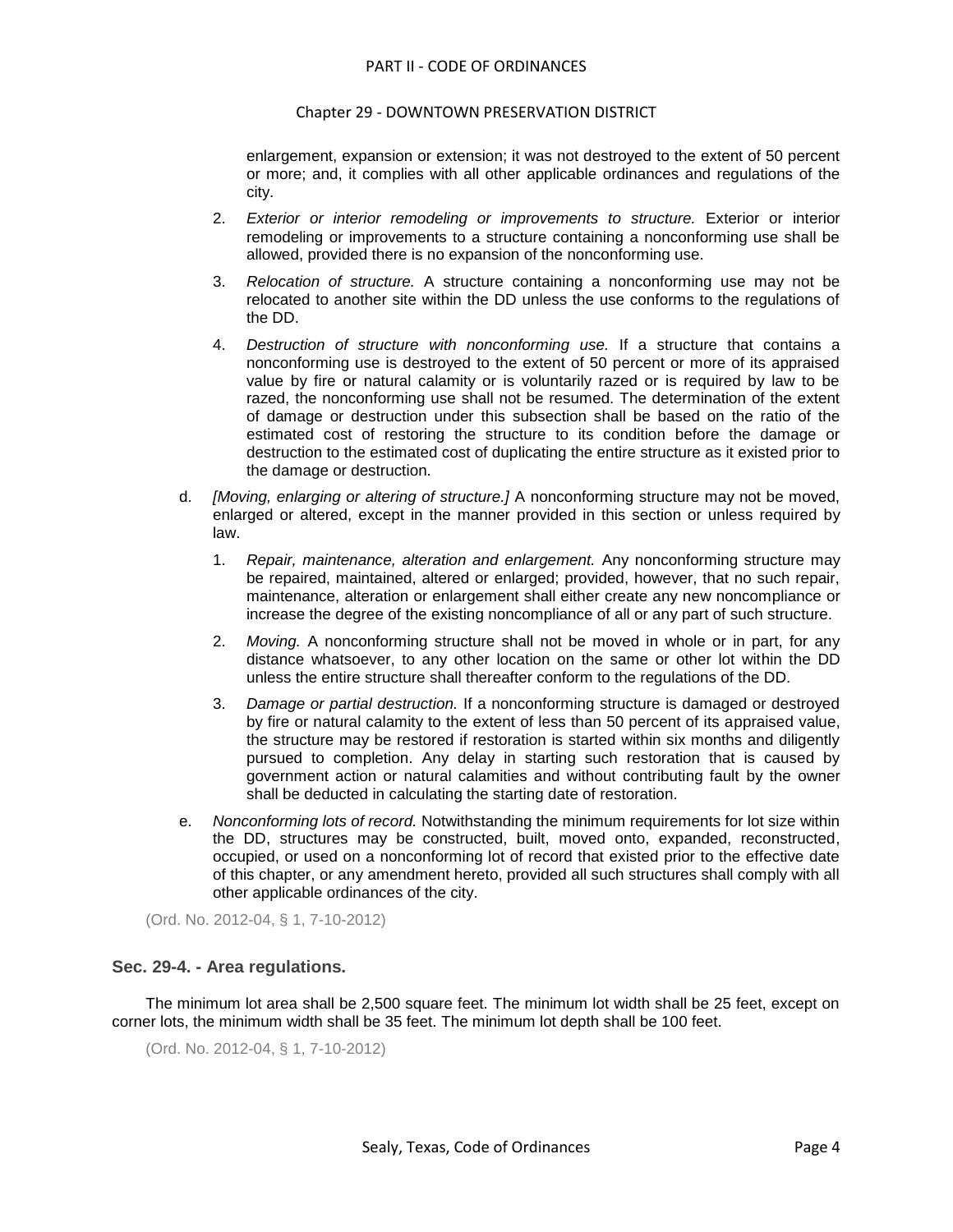enlargement, expansion or extension; it was not destroyed to the extent of 50 percent or more; and, it complies with all other applicable ordinances and regulations of the city.

2. *Exterior or interior remodeling or improvements to structure.* Exterior or interior remodeling or improvements to a structure containing a nonconforming use shall be allowed, provided there is no expansion of the nonconforming use.

3. *Relocation of structure.* A structure containing a nonconforming use may not be relocated to another site within the DD unless the use conforms to the regulations of the DD.

4. *Destruction of structure with nonconforming use.* If a structure that contains a nonconforming use is destroyed to the extent of 50 percent or more of its appraised value by fire or natural calamity or is voluntarily razed or is required by law to be razed, the nonconforming use shall not be resumed. The determination of the extent of damage or destruction under this subsection shall be based on the ratio of the estimated cost of restoring the structure to its condition before the damage or destruction to the estimated cost of duplicating the entire structure as it existed prior to the damage or destruction.

d. *[Moving, enlarging or altering of structure.]* A nonconforming structure may not be moved, enlarged or altered, except in the manner provided in this section or unless required by law.

1. *Repair, maintenance, alteration and enlargement.* Any nonconforming structure may be repaired, maintained, altered or enlarged; provided, however, that no such repair, maintenance, alteration or enlargement shall either create any new noncompliance or increase the degree of the existing noncompliance of all or any part of such structure.

2. *Moving.* A nonconforming structure shall not be moved in whole or in part, for any distance whatsoever, to any other location on the same or other lot within the DD unless the entire structure shall thereafter conform to the regulations of the DD.

3. *Damage or partial destruction.* If a nonconforming structure is damaged or destroyed by fire or natural calamity to the extent of less than 50 percent of its appraised value, the structure may be restored if restoration is started within six months and diligently pursued to completion. Any delay in starting such restoration that is caused by government action or natural calamities and without contributing fault by the owner shall be deducted in calculating the starting date of restoration.

e. *Nonconforming lots of record.* Notwithstanding the minimum requirements for lot size within the DD, structures may be constructed, built, moved onto, expanded, reconstructed, occupied, or used on a nonconforming lot of record that existed prior to the effective date of this chapter, or any amendment hereto, provided all such structures shall comply with all other applicable ordinances of the city.

(Ord. No. 2012-04, § 1, 7-10-2012)

### Sec. 29-4. - Area regulations.

The minimum lot area shall be 2,500 square feet. The minimum lot width shall be 25 feet, except on corner lots, the minimum width shall be 35 feet. The minimum lot depth shall be 100 feet.

(Ord. No. 2012-04, § 1, 7-10-2012)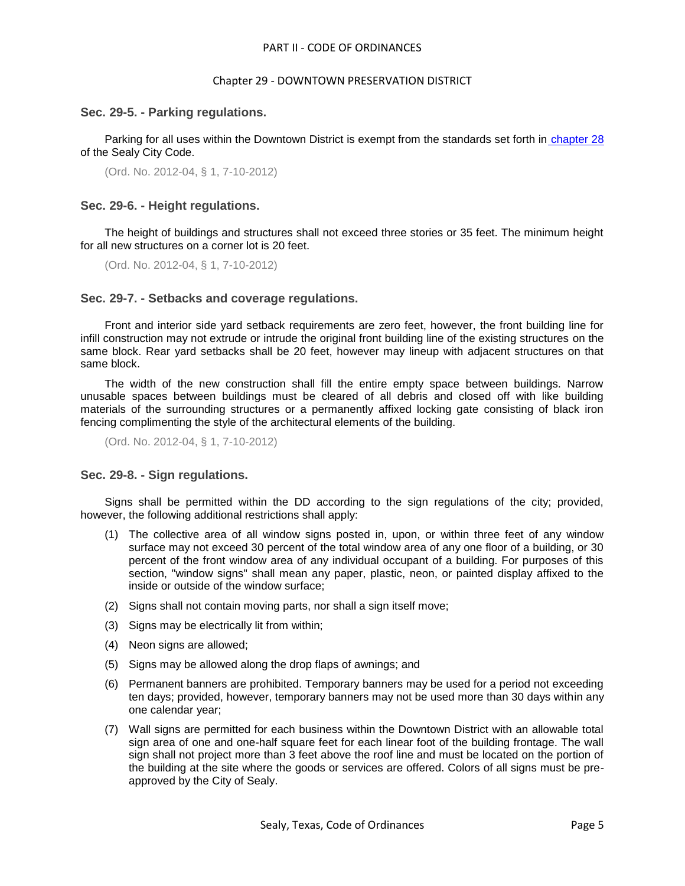### Sec. 29-5. - Parking regulations.

Parking for all uses within the Downtown District is exempt from the standards set forth in chapter 28 of the Sealy City Code.

(Ord. No. 2012-04, § 1, 7-10-2012)

### Sec. 29-6. - Height regulations.

The height of buildings and structures shall not exceed three stories or 35 feet. The minimum height for all new structures on a corner lot is 20 feet.

(Ord. No. 2012-04, § 1, 7-10-2012)

### Sec. 29-7. - Setbacks and coverage regulations.

Front and interior side yard setback requirements are zero feet, however, the front building line for infill construction may not extrude or intrude the original front building line of the existing structures on the same block. Rear yard setbacks shall be 20 feet, however may lineup with adjacent structures on that same block.

The width of the new construction shall fill the entire empty space between buildings. Narrow unusable spaces between buildings must be cleared of all debris and closed off with like building materials of the surrounding structures or a permanently affixed locking gate consisting of black iron fencing complimenting the style of the architectural elements of the building.

(Ord. No. 2012-04, § 1, 7-10-2012)

### Sec. 29-8. - Sign regulations.

Signs shall be permitted within the DD according to the sign regulations of the city; provided, however, the following additional restrictions shall apply:

(1) The collective area of all window signs posted in, upon, or within three feet of any window surface may not exceed 30 percent of the total window area of any one floor of a building, or 30 percent of the front window area of any individual occupant of a building. For purposes of this section, "window signs" shall mean any paper, plastic, neon, or painted display affixed to the inside or outside of the window surface;

(2) Signs shall not contain moving parts, nor shall a sign itself move;

(3) Signs may be electrically lit from within;

(4) Neon signs are allowed;

(5) Signs may be allowed along the drop flaps of awnings; and

(6) Permanent banners are prohibited. Temporary banners may be used for a period not exceeding ten days; provided, however, temporary banners may not be used more than 30 days within any one calendar year;

(7) Wall signs are permitted for each business within the Downtown District with an allowable total sign area of one and one-half square feet for each linear foot of the building frontage. The wall sign shall not project more than 3 feet above the roof line and must be located on the portion of the building at the site where the goods or services are offered. Colors of all signs must be pre-approved by the City of Sealy.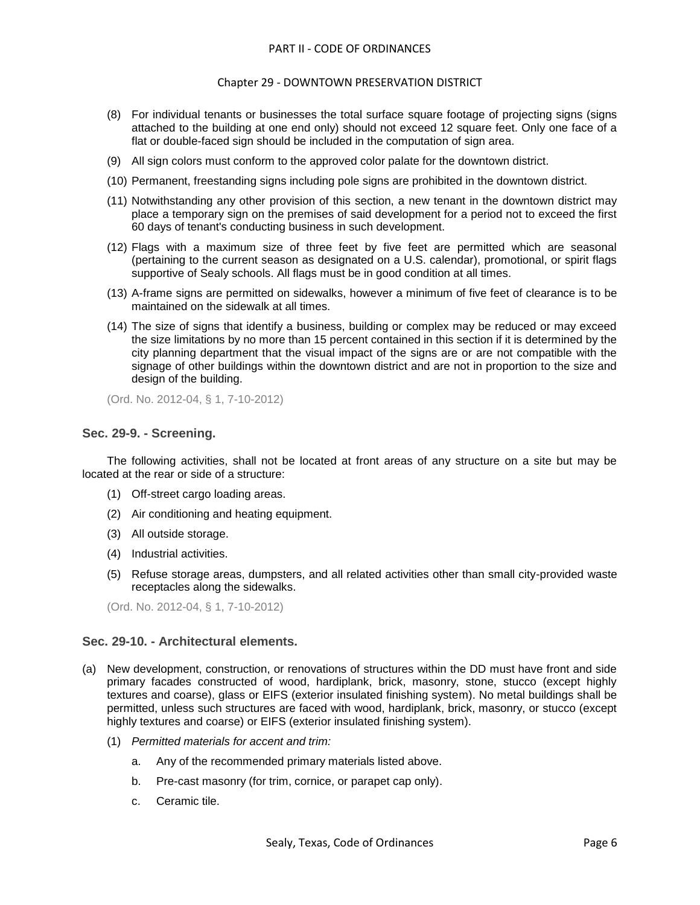(8) For individual tenants or businesses the total surface square footage of projecting signs (signs attached to the building at one end only) should not exceed 12 square feet. Only one face of a flat or double-faced sign should be included in the computation of sign area.

(9) All sign colors must conform to the approved color palate for the downtown district.

(10) Permanent, freestanding signs including pole signs are prohibited in the downtown district.

(11) Notwithstanding any other provision of this section, a new tenant in the downtown district may place a temporary sign on the premises of said development for a period not to exceed the first 60 days of tenant's conducting business in such development.

(12) Flags with a maximum size of three feet by five feet are permitted which are seasonal (pertaining to the current season as designated on a U.S. calendar), promotional, or spirit flags supportive of Sealy schools. All flags must be in good condition at all times.

(13) A-frame signs are permitted on sidewalks, however a minimum of five feet of clearance is to be maintained on the sidewalk at all times.

(14) The size of signs that identify a business, building or complex may be reduced or may exceed the size limitations by no more than 15 percent contained in this section if it is determined by the city planning department that the visual impact of the signs are or are not compatible with the signage of other buildings within the downtown district and are not in proportion to the size and design of the building.

(Ord. No. 2012-04, § 1, 7-10-2012)

### Sec. 29-9. - Screening.

The following activities, shall not be located at front areas of any structure on a site but may be located at the rear or side of a structure:

(1) Off-street cargo loading areas.

(2) Air conditioning and heating equipment.

(3) All outside storage.

(4) Industrial activities.

(5) Refuse storage areas, dumpsters, and all related activities other than small city-provided waste receptacles along the sidewalks.

(Ord. No. 2012-04, § 1, 7-10-2012)

### Sec. 29-10. - Architectural elements.

(a) New development, construction, or renovations of structures within the DD must have front and side primary facades constructed of wood, hardiplank, brick, masonry, stone, stucco (except highly textures and coarse), glass or EIFS (exterior insulated finishing system). No metal buildings shall be permitted, unless such structures are faced with wood, hardiplank, brick, masonry, or stucco (except highly textures and coarse) or EIFS (exterior insulated finishing system).

(1) *Permitted materials for accent and trim:*

a. Any of the recommended primary materials listed above.

b. Pre-cast masonry (for trim, cornice, or parapet cap only).

c. Ceramic tile.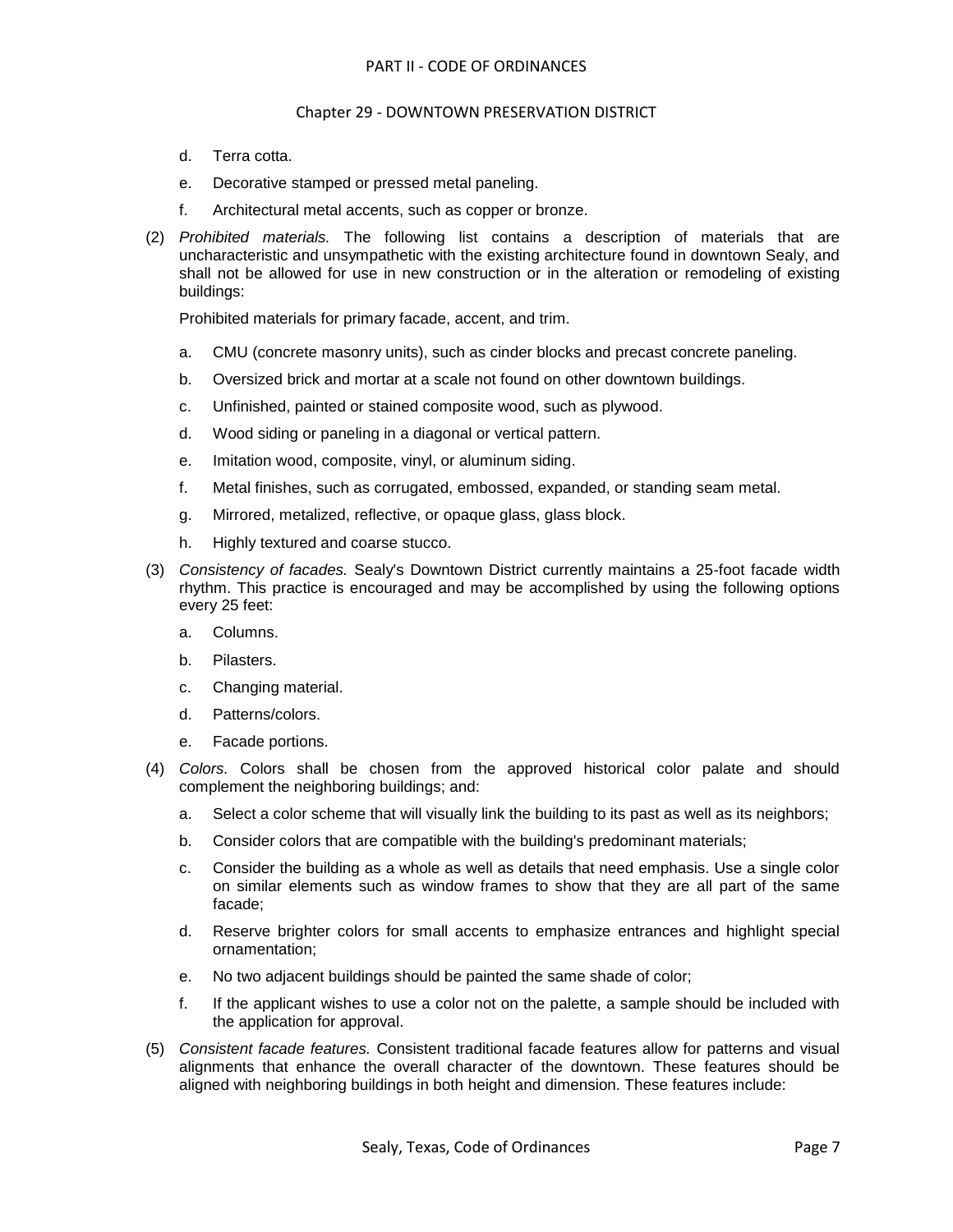d. Terra cotta.

e. Decorative stamped or pressed metal paneling.

f. Architectural metal accents, such as copper or bronze.

(2) *Prohibited materials.* The following list contains a description of materials that are uncharacteristic and unsympathetic with the existing architecture found in downtown Sealy, and shall not be allowed for use in new construction or in the alteration or remodeling of existing buildings:

Prohibited materials for primary facade, accent, and trim.

a. CMU (concrete masonry units), such as cinder blocks and precast concrete paneling.

b. Oversized brick and mortar at a scale not found on other downtown buildings.

c. Unfinished, painted or stained composite wood, such as plywood.

d. Wood siding or paneling in a diagonal or vertical pattern.

e. Imitation wood, composite, vinyl, or aluminum siding.

f. Metal finishes, such as corrugated, embossed, expanded, or standing seam metal.

g. Mirrored, metalized, reflective, or opaque glass, glass block.

h. Highly textured and coarse stucco.

(3) *Consistency of facades.* Sealy's Downtown District currently maintains a 25-foot facade width rhythm. This practice is encouraged and may be accomplished by using the following options every 25 feet:

a. Columns.

b. Pilasters.

c. Changing material.

d. Patterns/colors.

e. Facade portions.

(4) *Colors.* Colors shall be chosen from the approved historical color palate and should complement the neighboring buildings; and:

a. Select a color scheme that will visually link the building to its past as well as its neighbors;

b. Consider colors that are compatible with the building's predominant materials;

c. Consider the building as a whole as well as details that need emphasis. Use a single color on similar elements such as window frames to show that they are all part of the same facade;

d. Reserve brighter colors for small accents to emphasize entrances and highlight special ornamentation;

e. No two adjacent buildings should be painted the same shade of color;

f. If the applicant wishes to use a color not on the palette, a sample should be included with the application for approval.

(5) *Consistent facade features.* Consistent traditional facade features allow for patterns and visual alignments that enhance the overall character of the downtown. These features should be aligned with neighboring buildings in both height and dimension. These features include: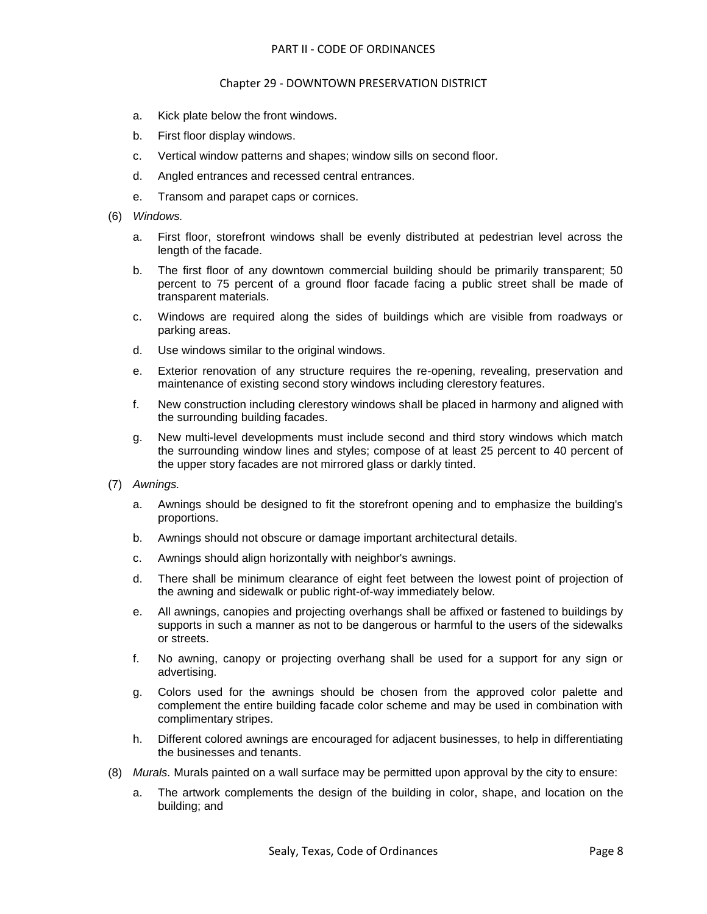a. Kick plate below the front windows.

b. First floor display windows.

c. Vertical window patterns and shapes; window sills on second floor.

d. Angled entrances and recessed central entrances.

e. Transom and parapet caps or cornices.

(6) *Windows.*

a. First floor, storefront windows shall be evenly distributed at pedestrian level across the length of the facade.

b. The first floor of any downtown commercial building should be primarily transparent; 50 percent to 75 percent of a ground floor facade facing a public street shall be made of transparent materials.

c. Windows are required along the sides of buildings which are visible from roadways or parking areas.

d. Use windows similar to the original windows.

e. Exterior renovation of any structure requires the re-opening, revealing, preservation and maintenance of existing second story windows including clerestory features.

f. New construction including clerestory windows shall be placed in harmony and aligned with the surrounding building facades.

g. New multi-level developments must include second and third story windows which match the surrounding window lines and styles; compose of at least 25 percent to 40 percent of the upper story facades are not mirrored glass or darkly tinted.

(7) *Awnings.*

a. Awnings should be designed to fit the storefront opening and to emphasize the building's proportions.

b. Awnings should not obscure or damage important architectural details.

c. Awnings should align horizontally with neighbor's awnings.

d. There shall be minimum clearance of eight feet between the lowest point of projection of the awning and sidewalk or public right-of-way immediately below.

e. All awnings, canopies and projecting overhangs shall be affixed or fastened to buildings by supports in such a manner as not to be dangerous or harmful to the users of the sidewalks or streets.

f. No awning, canopy or projecting overhang shall be used for a support for any sign or advertising.

g. Colors used for the awnings should be chosen from the approved color palette and complement the entire building facade color scheme and may be used in combination with complimentary stripes.

h. Different colored awnings are encouraged for adjacent businesses, to help in differentiating the businesses and tenants.

(8) *Murals.* Murals painted on a wall surface may be permitted upon approval by the city to ensure:

a. The artwork complements the design of the building in color, shape, and location on the building; and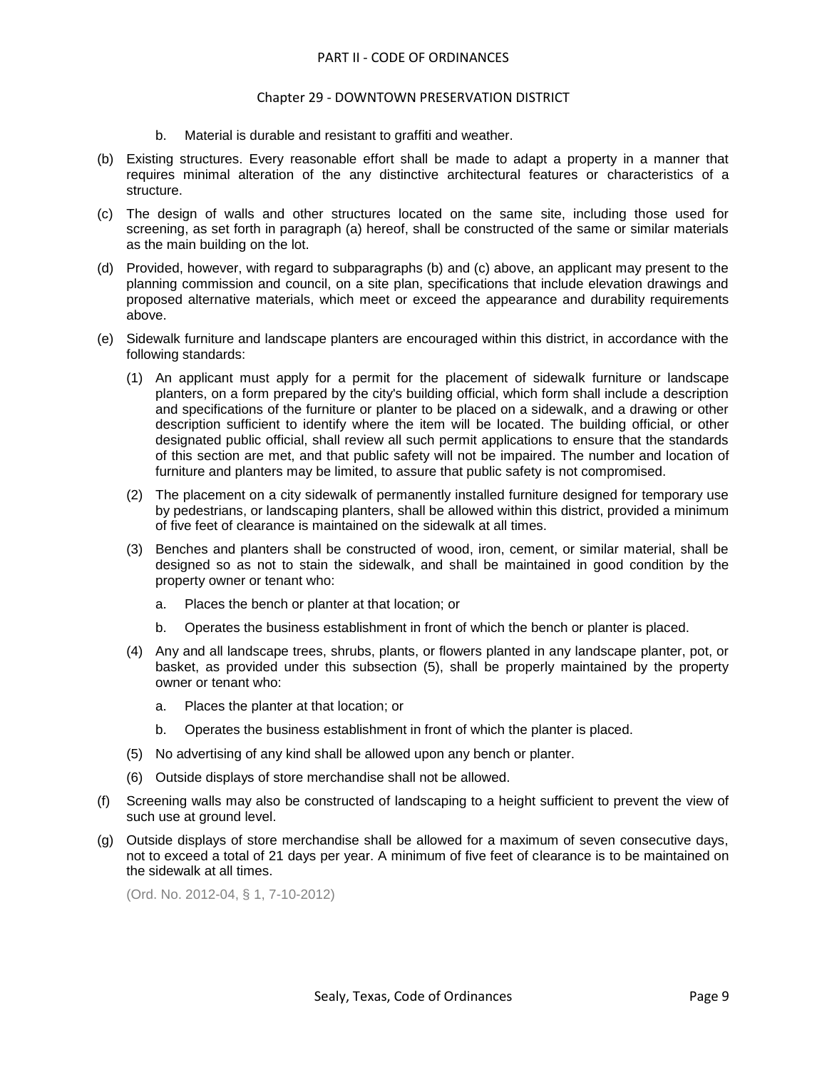b. Material is durable and resistant to graffiti and weather.

(b) Existing structures. Every reasonable effort shall be made to adapt a property in a manner that requires minimal alteration of the any distinctive architectural features or characteristics of a structure.

(c) The design of walls and other structures located on the same site, including those used for screening, as set forth in paragraph (a) hereof, shall be constructed of the same or similar materials as the main building on the lot.

(d) Provided, however, with regard to subparagraphs (b) and (c) above, an applicant may present to the planning commission and council, on a site plan, specifications that include elevation drawings and proposed alternative materials, which meet or exceed the appearance and durability requirements above.

(e) Sidewalk furniture and landscape planters are encouraged within this district, in accordance with the following standards:

(1) An applicant must apply for a permit for the placement of sidewalk furniture or landscape planters, on a form prepared by the city's building official, which form shall include a description and specifications of the furniture or planter to be placed on a sidewalk, and a drawing or other description sufficient to identify where the item will be located. The building official, or other designated public official, shall review all such permit applications to ensure that the standards of this section are met, and that public safety will not be impaired. The number and location of furniture and planters may be limited, to assure that public safety is not compromised.

(2) The placement on a city sidewalk of permanently installed furniture designed for temporary use by pedestrians, or landscaping planters, shall be allowed within this district, provided a minimum of five feet of clearance is maintained on the sidewalk at all times.

(3) Benches and planters shall be constructed of wood, iron, cement, or similar material, shall be designed so as not to stain the sidewalk, and shall be maintained in good condition by the property owner or tenant who:

a. Places the bench or planter at that location; or

b. Operates the business establishment in front of which the bench or planter is placed.

(4) Any and all landscape trees, shrubs, plants, or flowers planted in any landscape planter, pot, or basket, as provided under this subsection (5), shall be properly maintained by the property owner or tenant who:

a. Places the planter at that location; or

b. Operates the business establishment in front of which the planter is placed.

(5) No advertising of any kind shall be allowed upon any bench or planter.

(6) Outside displays of store merchandise shall not be allowed.

(f) Screening walls may also be constructed of landscaping to a height sufficient to prevent the view of such use at ground level.

(g) Outside displays of store merchandise shall be allowed for a maximum of seven consecutive days, not to exceed a total of 21 days per year. A minimum of five feet of clearance is to be maintained on the sidewalk at all times.

(Ord. No. 2012-04, § 1, 7-10-2012)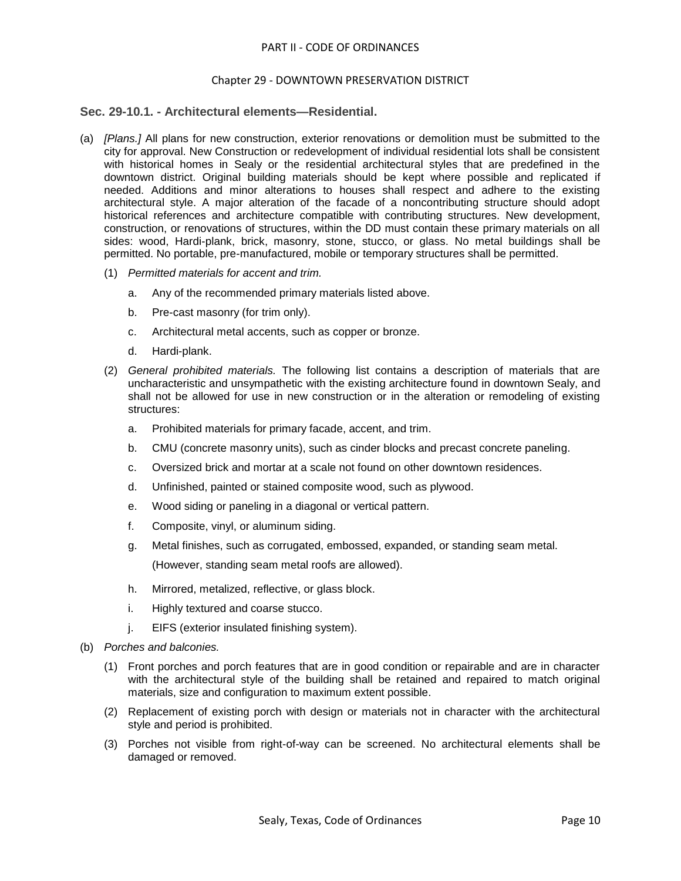### Sec. 29-10.1. - Architectural elements—Residential.

(a) *[Plans.]* All plans for new construction, exterior renovations or demolition must be submitted to the city for approval. New Construction or redevelopment of individual residential lots shall be consistent with historical homes in Sealy or the residential architectural styles that are predefined in the downtown district. Original building materials should be kept where possible and replicated if needed. Additions and minor alterations to houses shall respect and adhere to the existing architectural style. A major alteration of the facade of a noncontributing structure should adopt historical references and architecture compatible with contributing structures. New development, construction, or renovations of structures, within the DD must contain these primary materials on all sides: wood, Hardi-plank, brick, masonry, stone, stucco, or glass. No metal buildings shall be permitted. No portable, pre-manufactured, mobile or temporary structures shall be permitted.

   (1) *Permitted materials for accent and trim.*

      a. Any of the recommended primary materials listed above.

      b. Pre-cast masonry (for trim only).

      c. Architectural metal accents, such as copper or bronze.

      d. Hardi-plank.

   (2) *General prohibited materials.* The following list contains a description of materials that are uncharacteristic and unsympathetic with the existing architecture found in downtown Sealy, and shall not be allowed for use in new construction or in the alteration or remodeling of existing structures:

      a. Prohibited materials for primary facade, accent, and trim.

      b. CMU (concrete masonry units), such as cinder blocks and precast concrete paneling.

      c. Oversized brick and mortar at a scale not found on other downtown residences.

      d. Unfinished, painted or stained composite wood, such as plywood.

      e. Wood siding or paneling in a diagonal or vertical pattern.

      f. Composite, vinyl, or aluminum siding.

      g. Metal finishes, such as corrugated, embossed, expanded, or standing seam metal.

         (However, standing seam metal roofs are allowed).

      h. Mirrored, metalized, reflective, or glass block.

      i. Highly textured and coarse stucco.

      j. EIFS (exterior insulated finishing system).

(b) *Porches and balconies.*

   (1) Front porches and porch features that are in good condition or repairable and are in character with the architectural style of the building shall be retained and repaired to match original materials, size and configuration to maximum extent possible.

   (2) Replacement of existing porch with design or materials not in character with the architectural style and period is prohibited.

   (3) Porches not visible from right-of-way can be screened. No architectural elements shall be damaged or removed.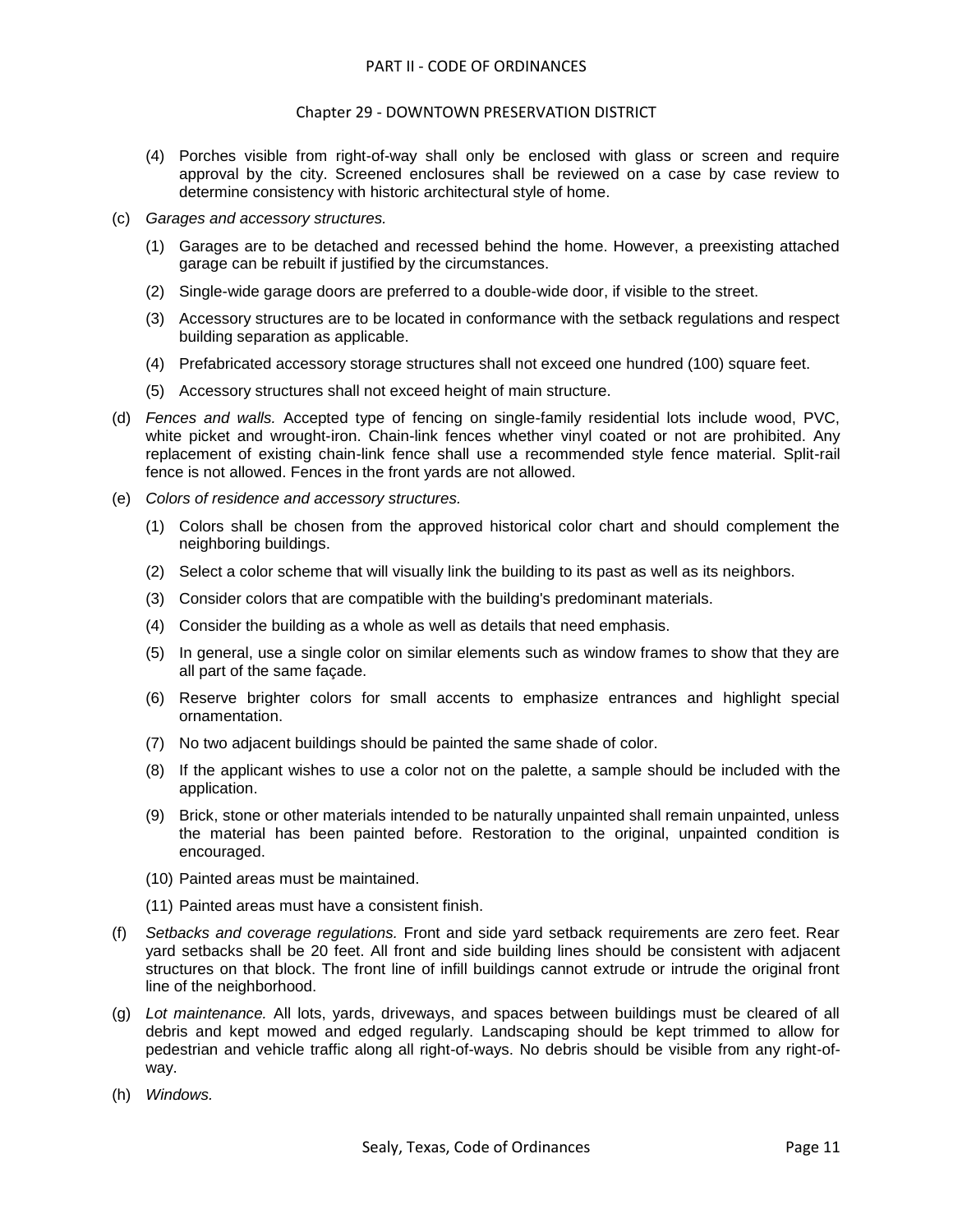(4) Porches visible from right-of-way shall only be enclosed with glass or screen and require approval by the city. Screened enclosures shall be reviewed on a case by case review to determine consistency with historic architectural style of home.

(c) *Garages and accessory structures.*

(1) Garages are to be detached and recessed behind the home. However, a preexisting attached garage can be rebuilt if justified by the circumstances.

(2) Single-wide garage doors are preferred to a double-wide door, if visible to the street.

(3) Accessory structures are to be located in conformance with the setback regulations and respect building separation as applicable.

(4) Prefabricated accessory storage structures shall not exceed one hundred (100) square feet.

(5) Accessory structures shall not exceed height of main structure.

(d) *Fences and walls.* Accepted type of fencing on single-family residential lots include wood, PVC, white picket and wrought-iron. Chain-link fences whether vinyl coated or not are prohibited. Any replacement of existing chain-link fence shall use a recommended style fence material. Split-rail fence is not allowed. Fences in the front yards are not allowed.

(e) *Colors of residence and accessory structures.*

(1) Colors shall be chosen from the approved historical color chart and should complement the neighboring buildings.

(2) Select a color scheme that will visually link the building to its past as well as its neighbors.

(3) Consider colors that are compatible with the building's predominant materials.

(4) Consider the building as a whole as well as details that need emphasis.

(5) In general, use a single color on similar elements such as window frames to show that they are all part of the same façade.

(6) Reserve brighter colors for small accents to emphasize entrances and highlight special ornamentation.

(7) No two adjacent buildings should be painted the same shade of color.

(8) If the applicant wishes to use a color not on the palette, a sample should be included with the application.

(9) Brick, stone or other materials intended to be naturally unpainted shall remain unpainted, unless the material has been painted before. Restoration to the original, unpainted condition is encouraged.

(10) Painted areas must be maintained.

(11) Painted areas must have a consistent finish.

(f) *Setbacks and coverage regulations.* Front and side yard setback requirements are zero feet. Rear yard setbacks shall be 20 feet. All front and side building lines should be consistent with adjacent structures on that block. The front line of infill buildings cannot extrude or intrude the original front line of the neighborhood.

(g) *Lot maintenance.* All lots, yards, driveways, and spaces between buildings must be cleared of all debris and kept mowed and edged regularly. Landscaping should be kept trimmed to allow for pedestrian and vehicle traffic along all right-of-ways. No debris should be visible from any right-of-way.

(h) *Windows.*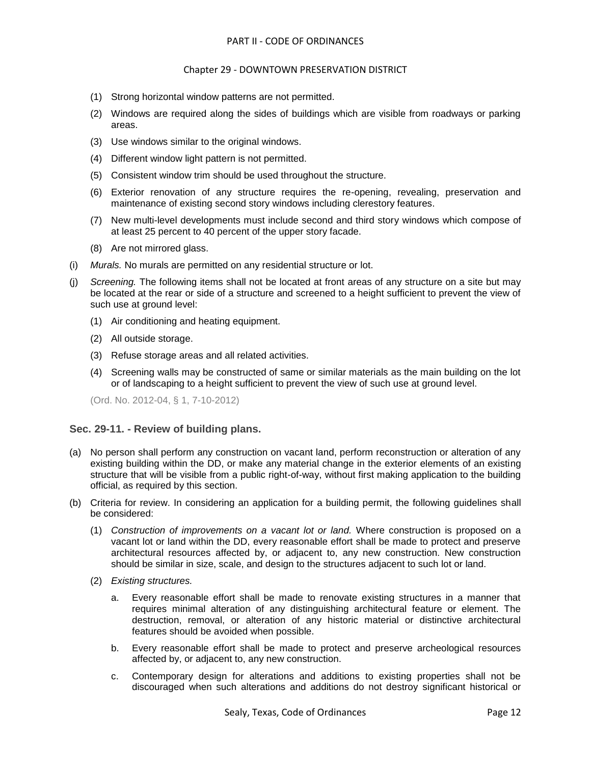(1) Strong horizontal window patterns are not permitted.

(2) Windows are required along the sides of buildings which are visible from roadways or parking areas.

(3) Use windows similar to the original windows.

(4) Different window light pattern is not permitted.

(5) Consistent window trim should be used throughout the structure.

(6) Exterior renovation of any structure requires the re-opening, revealing, preservation and maintenance of existing second story windows including clerestory features.

(7) New multi-level developments must include second and third story windows which compose of at least 25 percent to 40 percent of the upper story facade.

(8) Are not mirrored glass.

(i) *Murals.* No murals are permitted on any residential structure or lot.

(j) *Screening.* The following items shall not be located at front areas of any structure on a site but may be located at the rear or side of a structure and screened to a height sufficient to prevent the view of such use at ground level:

(1) Air conditioning and heating equipment.

(2) All outside storage.

(3) Refuse storage areas and all related activities.

(4) Screening walls may be constructed of same or similar materials as the main building on the lot or of landscaping to a height sufficient to prevent the view of such use at ground level.

(Ord. No. 2012-04, § 1, 7-10-2012)

### Sec. 29-11. - Review of building plans.

(a) No person shall perform any construction on vacant land, perform reconstruction or alteration of any existing building within the DD, or make any material change in the exterior elements of an existing structure that will be visible from a public right-of-way, without first making application to the building official, as required by this section.

(b) Criteria for review. In considering an application for a building permit, the following guidelines shall be considered:

(1) *Construction of improvements on a vacant lot or land.* Where construction is proposed on a vacant lot or land within the DD, every reasonable effort shall be made to protect and preserve architectural resources affected by, or adjacent to, any new construction. New construction should be similar in size, scale, and design to the structures adjacent to such lot or land.

(2) *Existing structures.*

a. Every reasonable effort shall be made to renovate existing structures in a manner that requires minimal alteration of any distinguishing architectural feature or element. The destruction, removal, or alteration of any historic material or distinctive architectural features should be avoided when possible.

b. Every reasonable effort shall be made to protect and preserve archeological resources affected by, or adjacent to, any new construction.

c. Contemporary design for alterations and additions to existing properties shall not be discouraged when such alterations and additions do not destroy significant historical or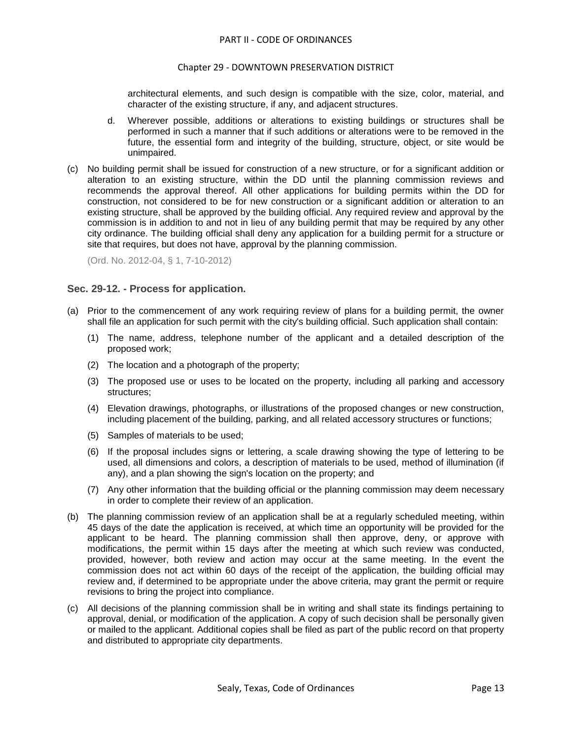architectural elements, and such design is compatible with the size, color, material, and character of the existing structure, if any, and adjacent structures.

d. Wherever possible, additions or alterations to existing buildings or structures shall be performed in such a manner that if such additions or alterations were to be removed in the future, the essential form and integrity of the building, structure, object, or site would be unimpaired.

(c) No building permit shall be issued for construction of a new structure, or for a significant addition or alteration to an existing structure, within the DD until the planning commission reviews and recommends the approval thereof. All other applications for building permits within the DD for construction, not considered to be for new construction or a significant addition or alteration to an existing structure, shall be approved by the building official. Any required review and approval by the commission is in addition to and not in lieu of any building permit that may be required by any other city ordinance. The building official shall deny any application for a building permit for a structure or site that requires, but does not have, approval by the planning commission.

(Ord. No. 2012-04, § 1, 7-10-2012)

### Sec. 29-12. - Process for application.

(a) Prior to the commencement of any work requiring review of plans for a building permit, the owner shall file an application for such permit with the city's building official. Such application shall contain:

  (1) The name, address, telephone number of the applicant and a detailed description of the proposed work;

  (2) The location and a photograph of the property;

  (3) The proposed use or uses to be located on the property, including all parking and accessory structures;

  (4) Elevation drawings, photographs, or illustrations of the proposed changes or new construction, including placement of the building, parking, and all related accessory structures or functions;

  (5) Samples of materials to be used;

  (6) If the proposal includes signs or lettering, a scale drawing showing the type of lettering to be used, all dimensions and colors, a description of materials to be used, method of illumination (if any), and a plan showing the sign's location on the property; and

  (7) Any other information that the building official or the planning commission may deem necessary in order to complete their review of an application.

(b) The planning commission review of an application shall be at a regularly scheduled meeting, within 45 days of the date the application is received, at which time an opportunity will be provided for the applicant to be heard. The planning commission shall then approve, deny, or approve with modifications, the permit within 15 days after the meeting at which such review was conducted, provided, however, both review and action may occur at the same meeting. In the event the commission does not act within 60 days of the receipt of the application, the building official may review and, if determined to be appropriate under the above criteria, may grant the permit or require revisions to bring the project into compliance.

(c) All decisions of the planning commission shall be in writing and shall state its findings pertaining to approval, denial, or modification of the application. A copy of such decision shall be personally given or mailed to the applicant. Additional copies shall be filed as part of the public record on that property and distributed to appropriate city departments.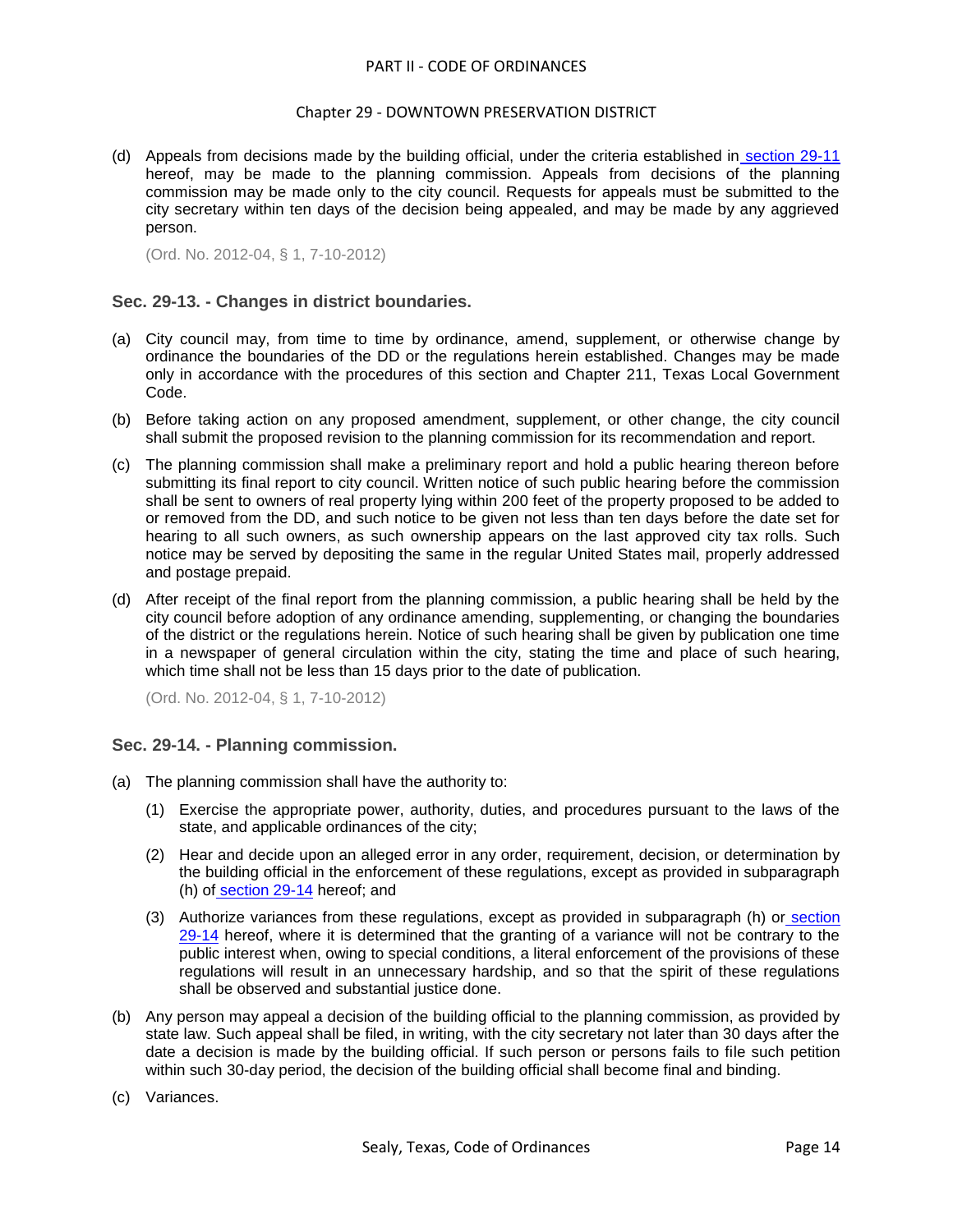(d) Appeals from decisions made by the building official, under the criteria established in section 29-11 hereof, may be made to the planning commission. Appeals from decisions of the planning commission may be made only to the city council. Requests for appeals must be submitted to the city secretary within ten days of the decision being appealed, and may be made by any aggrieved person.

(Ord. No. 2012-04, § 1, 7-10-2012)

### Sec. 29-13. - Changes in district boundaries.

(a) City council may, from time to time by ordinance, amend, supplement, or otherwise change by ordinance the boundaries of the DD or the regulations herein established. Changes may be made only in accordance with the procedures of this section and Chapter 211, Texas Local Government Code.

(b) Before taking action on any proposed amendment, supplement, or other change, the city council shall submit the proposed revision to the planning commission for its recommendation and report.

(c) The planning commission shall make a preliminary report and hold a public hearing thereon before submitting its final report to city council. Written notice of such public hearing before the commission shall be sent to owners of real property lying within 200 feet of the property proposed to be added to or removed from the DD, and such notice to be given not less than ten days before the date set for hearing to all such owners, as such ownership appears on the last approved city tax rolls. Such notice may be served by depositing the same in the regular United States mail, properly addressed and postage prepaid.

(d) After receipt of the final report from the planning commission, a public hearing shall be held by the city council before adoption of any ordinance amending, supplementing, or changing the boundaries of the district or the regulations herein. Notice of such hearing shall be given by publication one time in a newspaper of general circulation within the city, stating the time and place of such hearing, which time shall not be less than 15 days prior to the date of publication.

(Ord. No. 2012-04, § 1, 7-10-2012)

### Sec. 29-14. - Planning commission.

(a) The planning commission shall have the authority to:

   (1) Exercise the appropriate power, authority, duties, and procedures pursuant to the laws of the state, and applicable ordinances of the city;

   (2) Hear and decide upon an alleged error in any order, requirement, decision, or determination by the building official in the enforcement of these regulations, except as provided in subparagraph (h) of section 29-14 hereof; and

   (3) Authorize variances from these regulations, except as provided in subparagraph (h) or section 29-14 hereof, where it is determined that the granting of a variance will not be contrary to the public interest when, owing to special conditions, a literal enforcement of the provisions of these regulations will result in an unnecessary hardship, and so that the spirit of these regulations shall be observed and substantial justice done.

(b) Any person may appeal a decision of the building official to the planning commission, as provided by state law. Such appeal shall be filed, in writing, with the city secretary not later than 30 days after the date a decision is made by the building official. If such person or persons fails to file such petition within such 30-day period, the decision of the building official shall become final and binding.

(c) Variances.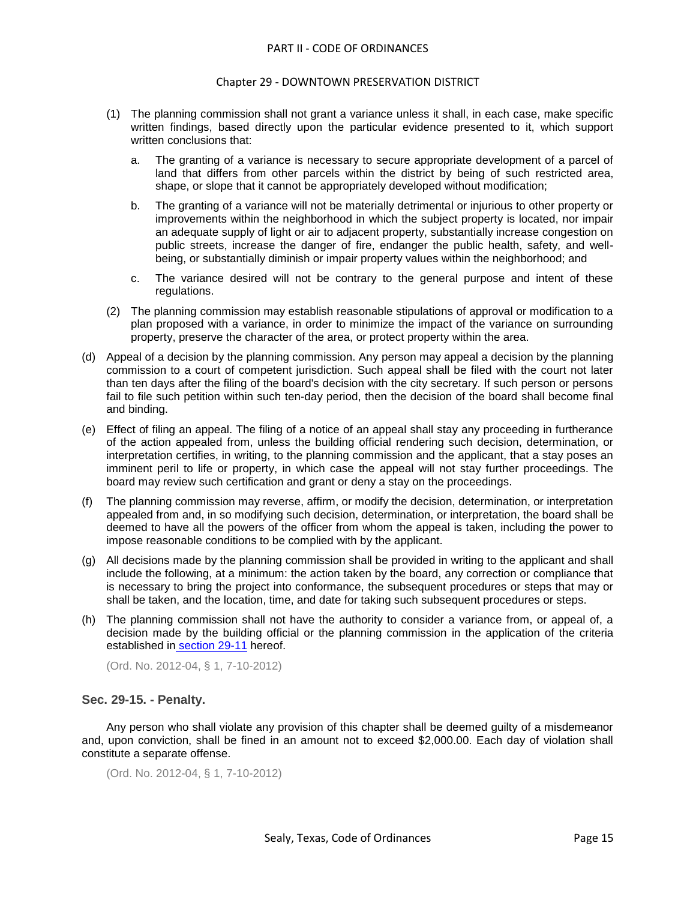(1) The planning commission shall not grant a variance unless it shall, in each case, make specific written findings, based directly upon the particular evidence presented to it, which support written conclusions that:

   a. The granting of a variance is necessary to secure appropriate development of a parcel of land that differs from other parcels within the district by being of such restricted area, shape, or slope that it cannot be appropriately developed without modification;

   b. The granting of a variance will not be materially detrimental or injurious to other property or improvements within the neighborhood in which the subject property is located, nor impair an adequate supply of light or air to adjacent property, substantially increase congestion on public streets, increase the danger of fire, endanger the public health, safety, and well-being, or substantially diminish or impair property values within the neighborhood; and

   c. The variance desired will not be contrary to the general purpose and intent of these regulations.

(2) The planning commission may establish reasonable stipulations of approval or modification to a plan proposed with a variance, in order to minimize the impact of the variance on surrounding property, preserve the character of the area, or protect property within the area.

(d) Appeal of a decision by the planning commission. Any person may appeal a decision by the planning commission to a court of competent jurisdiction. Such appeal shall be filed with the court not later than ten days after the filing of the board's decision with the city secretary. If such person or persons fail to file such petition within such ten-day period, then the decision of the board shall become final and binding.

(e) Effect of filing an appeal. The filing of a notice of an appeal shall stay any proceeding in furtherance of the action appealed from, unless the building official rendering such decision, determination, or interpretation certifies, in writing, to the planning commission and the applicant, that a stay poses an imminent peril to life or property, in which case the appeal will not stay further proceedings. The board may review such certification and grant or deny a stay on the proceedings.

(f) The planning commission may reverse, affirm, or modify the decision, determination, or interpretation appealed from and, in so modifying such decision, determination, or interpretation, the board shall be deemed to have all the powers of the officer from whom the appeal is taken, including the power to impose reasonable conditions to be complied with by the applicant.

(g) All decisions made by the planning commission shall be provided in writing to the applicant and shall include the following, at a minimum: the action taken by the board, any correction or compliance that is necessary to bring the project into conformance, the subsequent procedures or steps that may or shall be taken, and the location, time, and date for taking such subsequent procedures or steps.

(h) The planning commission shall not have the authority to consider a variance from, or appeal of, a decision made by the building official or the planning commission in the application of the criteria established in section 29-11 hereof.

(Ord. No. 2012-04, § 1, 7-10-2012)

### Sec. 29-15. - Penalty.

Any person who shall violate any provision of this chapter shall be deemed guilty of a misdemeanor and, upon conviction, shall be fined in an amount not to exceed $2,000.00. Each day of violation shall constitute a separate offense.

(Ord. No. 2012-04, § 1, 7-10-2012)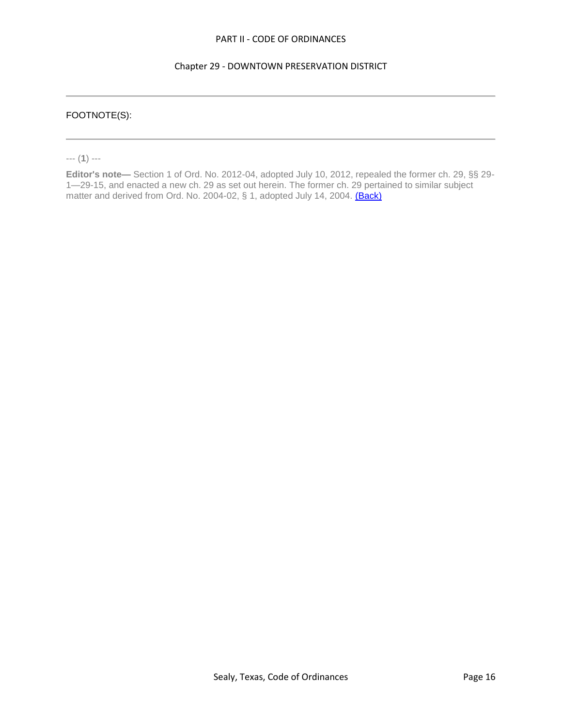FOOTNOTE(S):

--- (**1**) ---

**Editor's note—** Section 1 of Ord. No. 2012-04, adopted July 10, 2012, repealed the former ch. 29, §§ 29-1—29-15, and enacted a new ch. 29 as set out herein. The former ch. 29 pertained to similar subject matter and derived from Ord. No. 2004-02, § 1, adopted July 14, 2004. (Back)